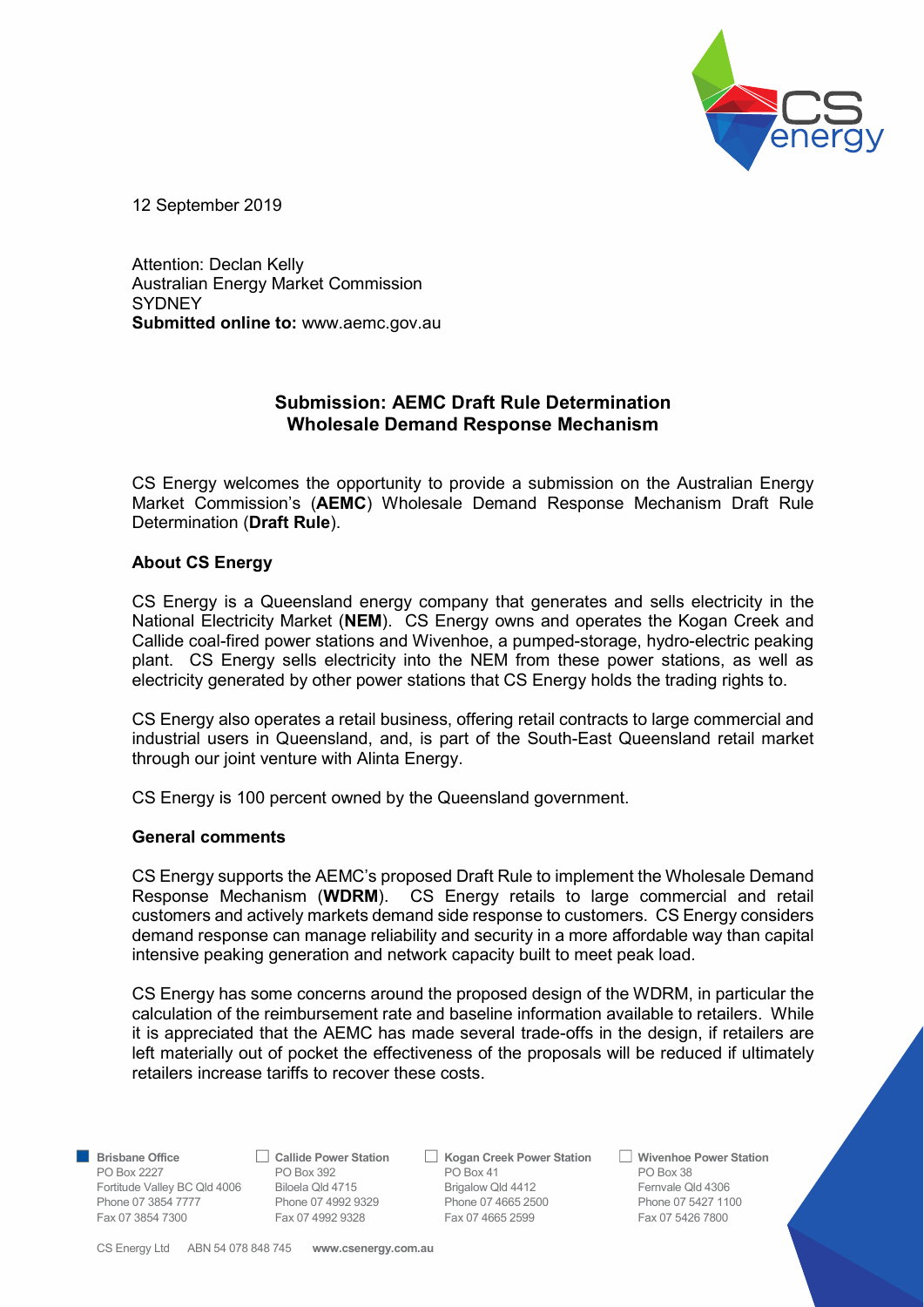12 September 2019

Attention: Declan Kelly
Australian Energy Market Commission
SYDNEY
**Submitted online to:** www.aemc.gov.au

## Submission: AEMC Draft Rule Determination Wholesale Demand Response Mechanism

CS Energy welcomes the opportunity to provide a submission on the Australian Energy Market Commission's (**AEMC**) Wholesale Demand Response Mechanism Draft Rule Determination (**Draft Rule**).

### About CS Energy

CS Energy is a Queensland energy company that generates and sells electricity in the National Electricity Market (**NEM**). CS Energy owns and operates the Kogan Creek and Callide coal-fired power stations and Wivenhoe, a pumped-storage, hydro-electric peaking plant. CS Energy sells electricity into the NEM from these power stations, as well as electricity generated by other power stations that CS Energy holds the trading rights to.

CS Energy also operates a retail business, offering retail contracts to large commercial and industrial users in Queensland, and, is part of the South-East Queensland retail market through our joint venture with Alinta Energy.

CS Energy is 100 percent owned by the Queensland government.

### General comments

CS Energy supports the AEMC's proposed Draft Rule to implement the Wholesale Demand Response Mechanism (**WDRM**). CS Energy retails to large commercial and retail customers and actively markets demand side response to customers. CS Energy considers demand response can manage reliability and security in a more affordable way than capital intensive peaking generation and network capacity built to meet peak load.

CS Energy has some concerns around the proposed design of the WDRM, in particular the calculation of the reimbursement rate and baseline information available to retailers. While it is appreciated that the AEMC has made several trade-offs in the design, if retailers are left materially out of pocket the effectiveness of the proposals will be reduced if ultimately retailers increase tariffs to recover these costs.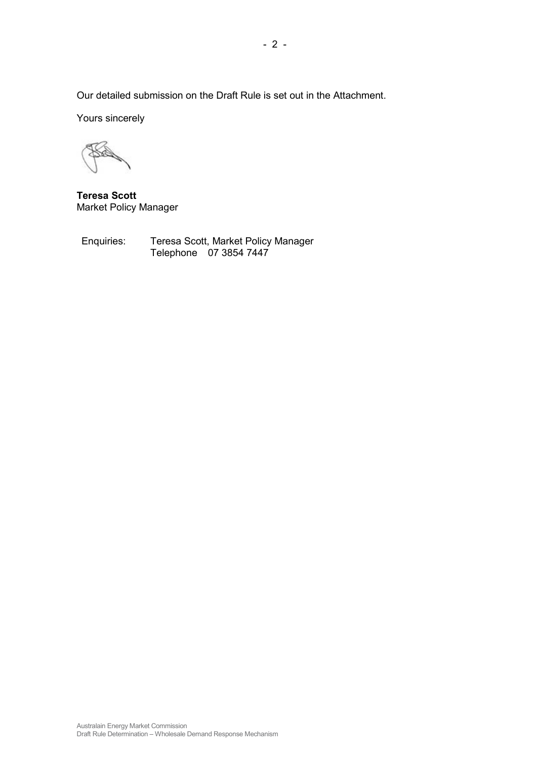Our detailed submission on the Draft Rule is set out in the Attachment.

Yours sincerely

**Teresa Scott**
Market Policy Manager

Enquiries: Teresa Scott, Market Policy Manager
Telephone 07 3854 7447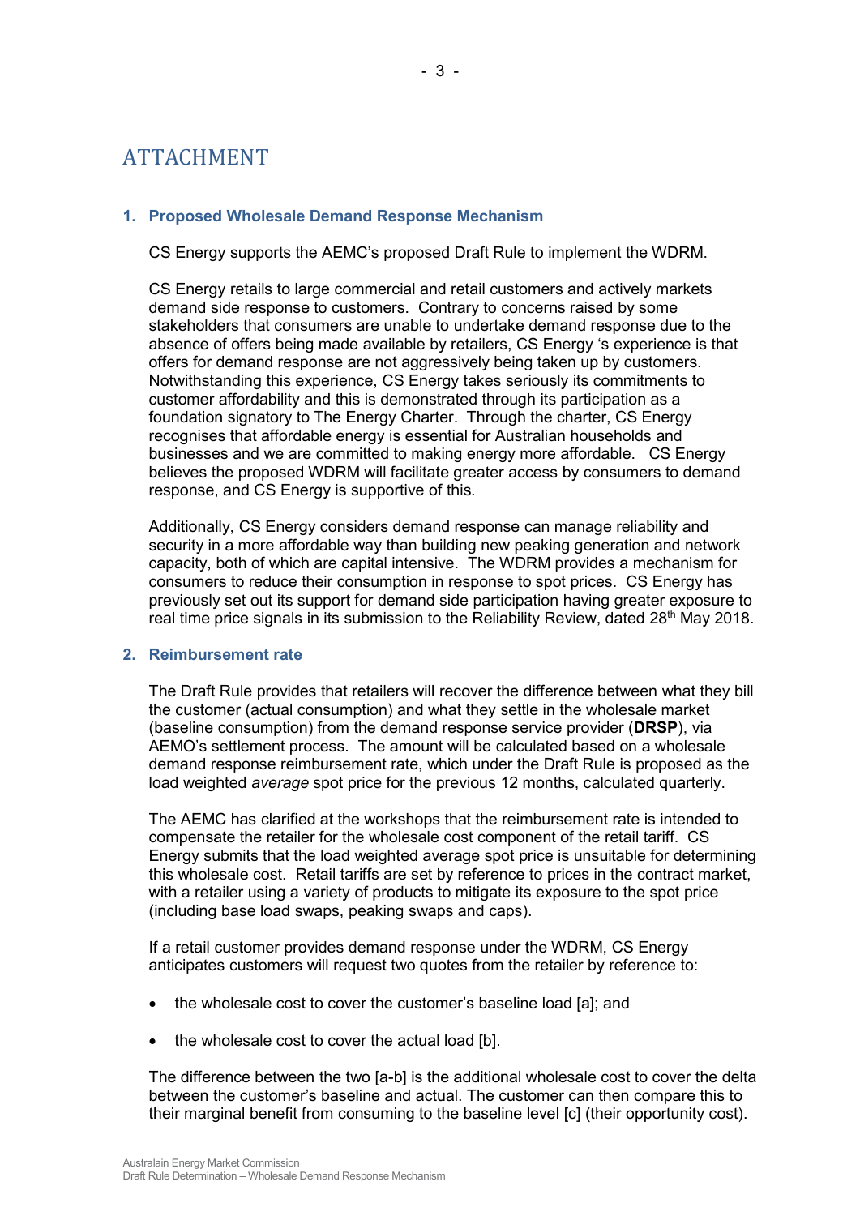# ATTACHMENT

### 1. Proposed Wholesale Demand Response Mechanism

CS Energy supports the AEMC's proposed Draft Rule to implement the WDRM.

CS Energy retails to large commercial and retail customers and actively markets demand side response to customers. Contrary to concerns raised by some stakeholders that consumers are unable to undertake demand response due to the absence of offers being made available by retailers, CS Energy 's experience is that offers for demand response are not aggressively being taken up by customers. Notwithstanding this experience, CS Energy takes seriously its commitments to customer affordability and this is demonstrated through its participation as a foundation signatory to The Energy Charter. Through the charter, CS Energy recognises that affordable energy is essential for Australian households and businesses and we are committed to making energy more affordable. CS Energy believes the proposed WDRM will facilitate greater access by consumers to demand response, and CS Energy is supportive of this.

Additionally, CS Energy considers demand response can manage reliability and security in a more affordable way than building new peaking generation and network capacity, both of which are capital intensive. The WDRM provides a mechanism for consumers to reduce their consumption in response to spot prices. CS Energy has previously set out its support for demand side participation having greater exposure to real time price signals in its submission to the Reliability Review, dated 28th May 2018.

### 2. Reimbursement rate

The Draft Rule provides that retailers will recover the difference between what they bill the customer (actual consumption) and what they settle in the wholesale market (baseline consumption) from the demand response service provider (**DRSP**), via AEMO's settlement process. The amount will be calculated based on a wholesale demand response reimbursement rate, which under the Draft Rule is proposed as the load weighted *average* spot price for the previous 12 months, calculated quarterly.

The AEMC has clarified at the workshops that the reimbursement rate is intended to compensate the retailer for the wholesale cost component of the retail tariff. CS Energy submits that the load weighted average spot price is unsuitable for determining this wholesale cost. Retail tariffs are set by reference to prices in the contract market, with a retailer using a variety of products to mitigate its exposure to the spot price (including base load swaps, peaking swaps and caps).

If a retail customer provides demand response under the WDRM, CS Energy anticipates customers will request two quotes from the retailer by reference to:

- the wholesale cost to cover the customer's baseline load [a]; and
- the wholesale cost to cover the actual load [b].

The difference between the two [a-b] is the additional wholesale cost to cover the delta between the customer's baseline and actual. The customer can then compare this to their marginal benefit from consuming to the baseline level [c] (their opportunity cost).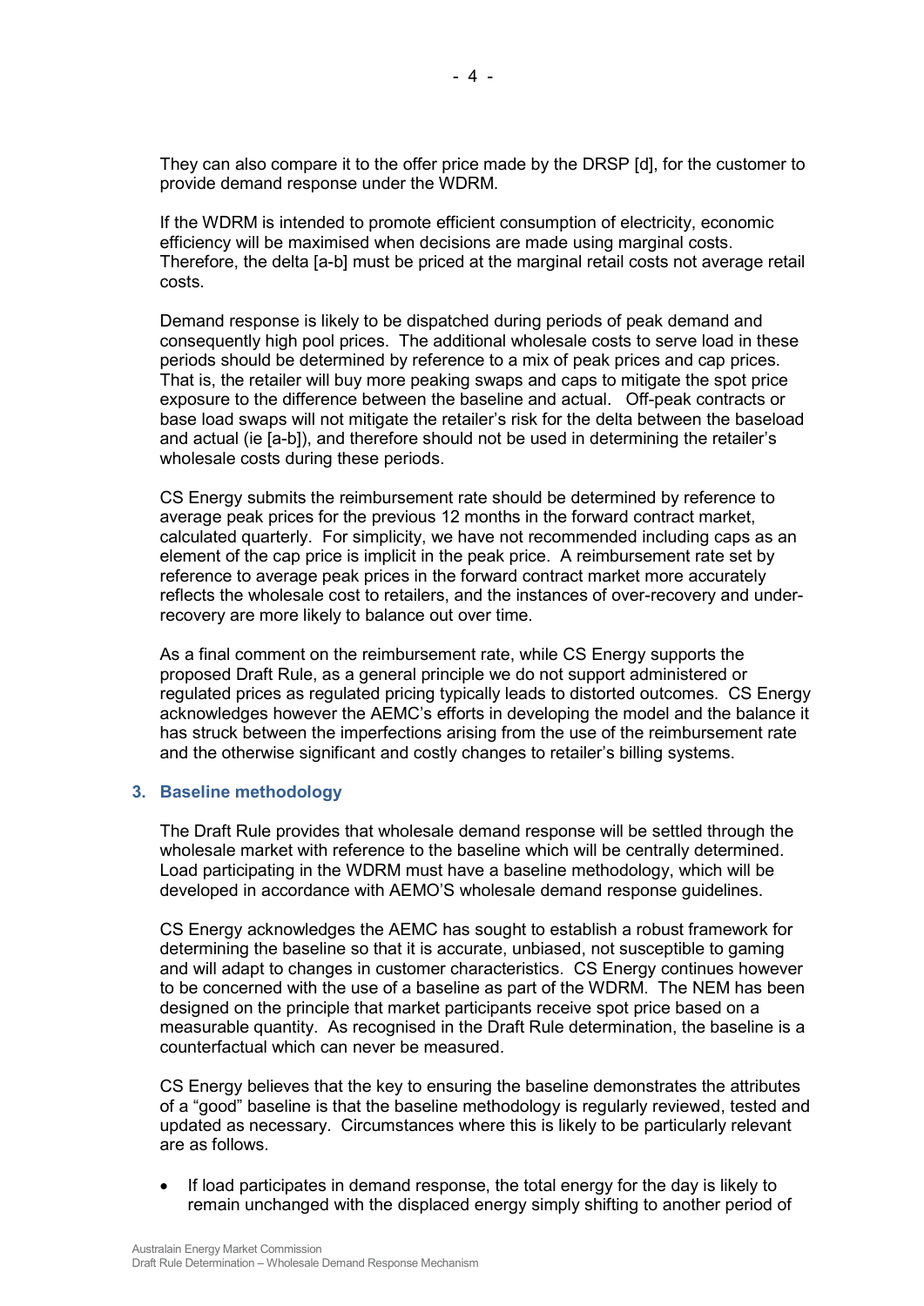They can also compare it to the offer price made by the DRSP [d], for the customer to provide demand response under the WDRM.

If the WDRM is intended to promote efficient consumption of electricity, economic efficiency will be maximised when decisions are made using marginal costs. Therefore, the delta [a-b] must be priced at the marginal retail costs not average retail costs.

Demand response is likely to be dispatched during periods of peak demand and consequently high pool prices. The additional wholesale costs to serve load in these periods should be determined by reference to a mix of peak prices and cap prices. That is, the retailer will buy more peaking swaps and caps to mitigate the spot price exposure to the difference between the baseline and actual. Off-peak contracts or base load swaps will not mitigate the retailer's risk for the delta between the baseload and actual (ie [a-b]), and therefore should not be used in determining the retailer's wholesale costs during these periods.

CS Energy submits the reimbursement rate should be determined by reference to average peak prices for the previous 12 months in the forward contract market, calculated quarterly. For simplicity, we have not recommended including caps as an element of the cap price is implicit in the peak price. A reimbursement rate set by reference to average peak prices in the forward contract market more accurately reflects the wholesale cost to retailers, and the instances of over-recovery and under-recovery are more likely to balance out over time.

As a final comment on the reimbursement rate, while CS Energy supports the proposed Draft Rule, as a general principle we do not support administered or regulated prices as regulated pricing typically leads to distorted outcomes. CS Energy acknowledges however the AEMC's efforts in developing the model and the balance it has struck between the imperfections arising from the use of the reimbursement rate and the otherwise significant and costly changes to retailer's billing systems.

## 3. Baseline methodology

The Draft Rule provides that wholesale demand response will be settled through the wholesale market with reference to the baseline which will be centrally determined. Load participating in the WDRM must have a baseline methodology, which will be developed in accordance with AEMO'S wholesale demand response guidelines.

CS Energy acknowledges the AEMC has sought to establish a robust framework for determining the baseline so that it is accurate, unbiased, not susceptible to gaming and will adapt to changes in customer characteristics. CS Energy continues however to be concerned with the use of a baseline as part of the WDRM. The NEM has been designed on the principle that market participants receive spot price based on a measurable quantity. As recognised in the Draft Rule determination, the baseline is a counterfactual which can never be measured.

CS Energy believes that the key to ensuring the baseline demonstrates the attributes of a "good" baseline is that the baseline methodology is regularly reviewed, tested and updated as necessary. Circumstances where this is likely to be particularly relevant are as follows.

- If load participates in demand response, the total energy for the day is likely to remain unchanged with the displaced energy simply shifting to another period of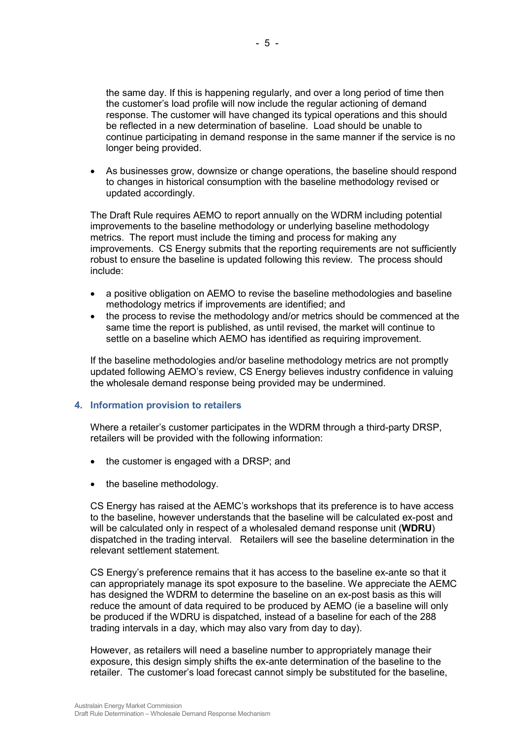the same day. If this is happening regularly, and over a long period of time then the customer's load profile will now include the regular actioning of demand response. The customer will have changed its typical operations and this should be reflected in a new determination of baseline. Load should be unable to continue participating in demand response in the same manner if the service is no longer being provided.

- As businesses grow, downsize or change operations, the baseline should respond to changes in historical consumption with the baseline methodology revised or updated accordingly.

The Draft Rule requires AEMO to report annually on the WDRM including potential improvements to the baseline methodology or underlying baseline methodology metrics. The report must include the timing and process for making any improvements. CS Energy submits that the reporting requirements are not sufficiently robust to ensure the baseline is updated following this review. The process should include:

- a positive obligation on AEMO to revise the baseline methodologies and baseline methodology metrics if improvements are identified; and
- the process to revise the methodology and/or metrics should be commenced at the same time the report is published, as until revised, the market will continue to settle on a baseline which AEMO has identified as requiring improvement.

If the baseline methodologies and/or baseline methodology metrics are not promptly updated following AEMO's review, CS Energy believes industry confidence in valuing the wholesale demand response being provided may be undermined.

## 4. Information provision to retailers

Where a retailer's customer participates in the WDRM through a third-party DRSP, retailers will be provided with the following information:

- the customer is engaged with a DRSP; and

- the baseline methodology.

CS Energy has raised at the AEMC's workshops that its preference is to have access to the baseline, however understands that the baseline will be calculated ex-post and will be calculated only in respect of a wholesaled demand response unit (**WDRU**) dispatched in the trading interval. Retailers will see the baseline determination in the relevant settlement statement.

CS Energy's preference remains that it has access to the baseline ex-ante so that it can appropriately manage its spot exposure to the baseline. We appreciate the AEMC has designed the WDRM to determine the baseline on an ex-post basis as this will reduce the amount of data required to be produced by AEMO (ie a baseline will only be produced if the WDRU is dispatched, instead of a baseline for each of the 288 trading intervals in a day, which may also vary from day to day).

However, as retailers will need a baseline number to appropriately manage their exposure, this design simply shifts the ex-ante determination of the baseline to the retailer. The customer's load forecast cannot simply be substituted for the baseline,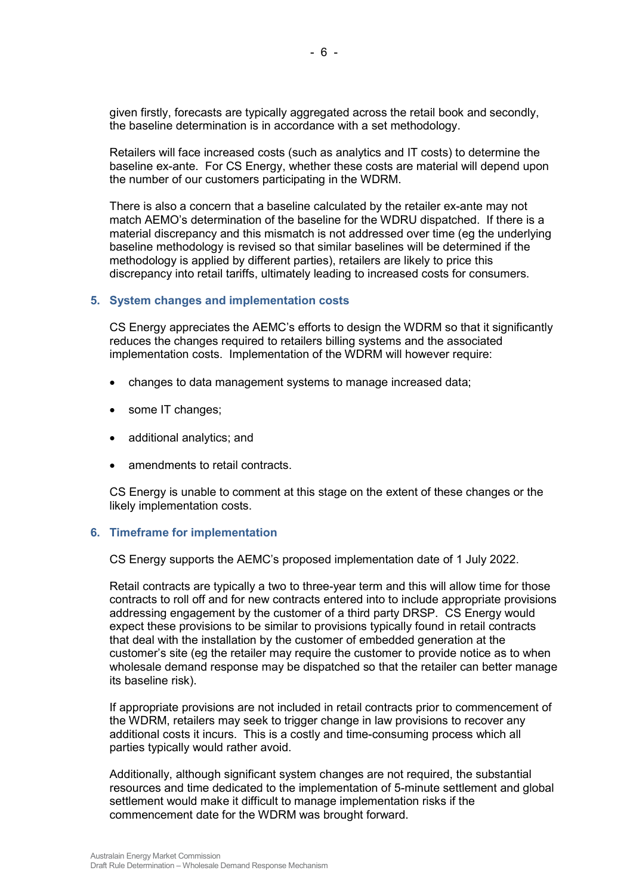given firstly, forecasts are typically aggregated across the retail book and secondly, the baseline determination is in accordance with a set methodology.

Retailers will face increased costs (such as analytics and IT costs) to determine the baseline ex-ante. For CS Energy, whether these costs are material will depend upon the number of our customers participating in the WDRM.

There is also a concern that a baseline calculated by the retailer ex-ante may not match AEMO's determination of the baseline for the WDRU dispatched. If there is a material discrepancy and this mismatch is not addressed over time (eg the underlying baseline methodology is revised so that similar baselines will be determined if the methodology is applied by different parties), retailers are likely to price this discrepancy into retail tariffs, ultimately leading to increased costs for consumers.

### 5. System changes and implementation costs

CS Energy appreciates the AEMC's efforts to design the WDRM so that it significantly reduces the changes required to retailers billing systems and the associated implementation costs. Implementation of the WDRM will however require:

- changes to data management systems to manage increased data;
- some IT changes;
- additional analytics; and
- amendments to retail contracts.

CS Energy is unable to comment at this stage on the extent of these changes or the likely implementation costs.

### 6. Timeframe for implementation

CS Energy supports the AEMC's proposed implementation date of 1 July 2022.

Retail contracts are typically a two to three-year term and this will allow time for those contracts to roll off and for new contracts entered into to include appropriate provisions addressing engagement by the customer of a third party DRSP. CS Energy would expect these provisions to be similar to provisions typically found in retail contracts that deal with the installation by the customer of embedded generation at the customer's site (eg the retailer may require the customer to provide notice as to when wholesale demand response may be dispatched so that the retailer can better manage its baseline risk).

If appropriate provisions are not included in retail contracts prior to commencement of the WDRM, retailers may seek to trigger change in law provisions to recover any additional costs it incurs. This is a costly and time-consuming process which all parties typically would rather avoid.

Additionally, although significant system changes are not required, the substantial resources and time dedicated to the implementation of 5-minute settlement and global settlement would make it difficult to manage implementation risks if the commencement date for the WDRM was brought forward.